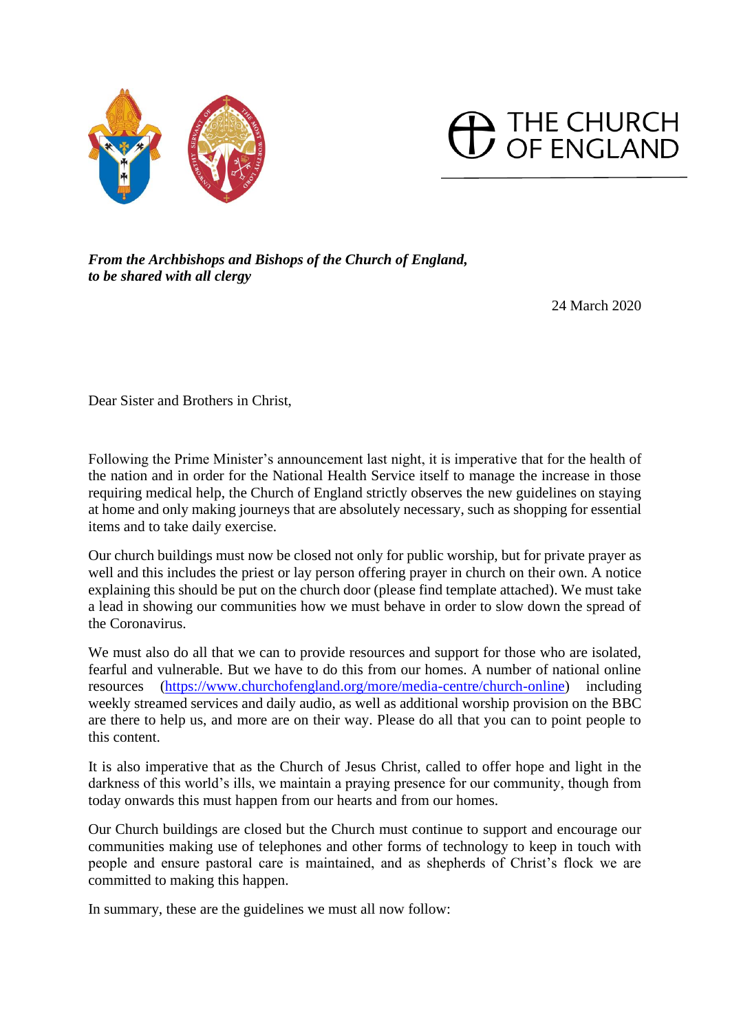THE CHURCH OF ENGLAND

***From the Archbishops and Bishops of the Church of England,***
***to be shared with all clergy***

24 March 2020

Dear Sister and Brothers in Christ,

Following the Prime Minister's announcement last night, it is imperative that for the health of the nation and in order for the National Health Service itself to manage the increase in those requiring medical help, the Church of England strictly observes the new guidelines on staying at home and only making journeys that are absolutely necessary, such as shopping for essential items and to take daily exercise.

Our church buildings must now be closed not only for public worship, but for private prayer as well and this includes the priest or lay person offering prayer in church on their own. A notice explaining this should be put on the church door (please find template attached). We must take a lead in showing our communities how we must behave in order to slow down the spread of the Coronavirus.

We must also do all that we can to provide resources and support for those who are isolated, fearful and vulnerable. But we have to do this from our homes. A number of national online resources (https://www.churchofengland.org/more/media-centre/church-online) including weekly streamed services and daily audio, as well as additional worship provision on the BBC are there to help us, and more are on their way. Please do all that you can to point people to this content.

It is also imperative that as the Church of Jesus Christ, called to offer hope and light in the darkness of this world's ills, we maintain a praying presence for our community, though from today onwards this must happen from our hearts and from our homes.

Our Church buildings are closed but the Church must continue to support and encourage our communities making use of telephones and other forms of technology to keep in touch with people and ensure pastoral care is maintained, and as shepherds of Christ's flock we are committed to making this happen.

In summary, these are the guidelines we must all now follow: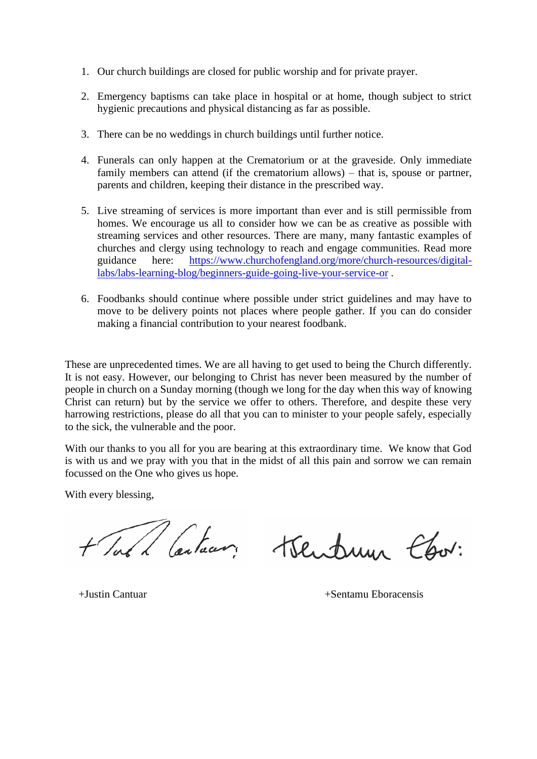1. Our church buildings are closed for public worship and for private prayer.

2. Emergency baptisms can take place in hospital or at home, though subject to strict hygienic precautions and physical distancing as far as possible.

3. There can be no weddings in church buildings until further notice.

4. Funerals can only happen at the Crematorium or at the graveside. Only immediate family members can attend (if the crematorium allows) – that is, spouse or partner, parents and children, keeping their distance in the prescribed way.

5. Live streaming of services is more important than ever and is still permissible from homes. We encourage us all to consider how we can be as creative as possible with streaming services and other resources. There are many, many fantastic examples of churches and clergy using technology to reach and engage communities. Read more guidance here: [https://www.churchofengland.org/more/church-resources/digital-labs/labs-learning-blog/beginners-guide-going-live-your-service-or](https://www.churchofengland.org/more/church-resources/digital-labs/labs-learning-blog/beginners-guide-going-live-your-service-or) .

6. Foodbanks should continue where possible under strict guidelines and may have to move to be delivery points not places where people gather. If you can do consider making a financial contribution to your nearest foodbank.

These are unprecedented times. We are all having to get used to being the Church differently. It is not easy. However, our belonging to Christ has never been measured by the number of people in church on a Sunday morning (though we long for the day when this way of knowing Christ can return) but by the service we offer to others. Therefore, and despite these very harrowing restrictions, please do all that you can to minister to your people safely, especially to the sick, the vulnerable and the poor.

With our thanks to you all for you are bearing at this extraordinary time. We know that God is with us and we pray with you that in the midst of all this pain and sorrow we can remain focussed on the One who gives us hope.

With every blessing,

+Justin Cantuar

+Sentamu Eboracensis